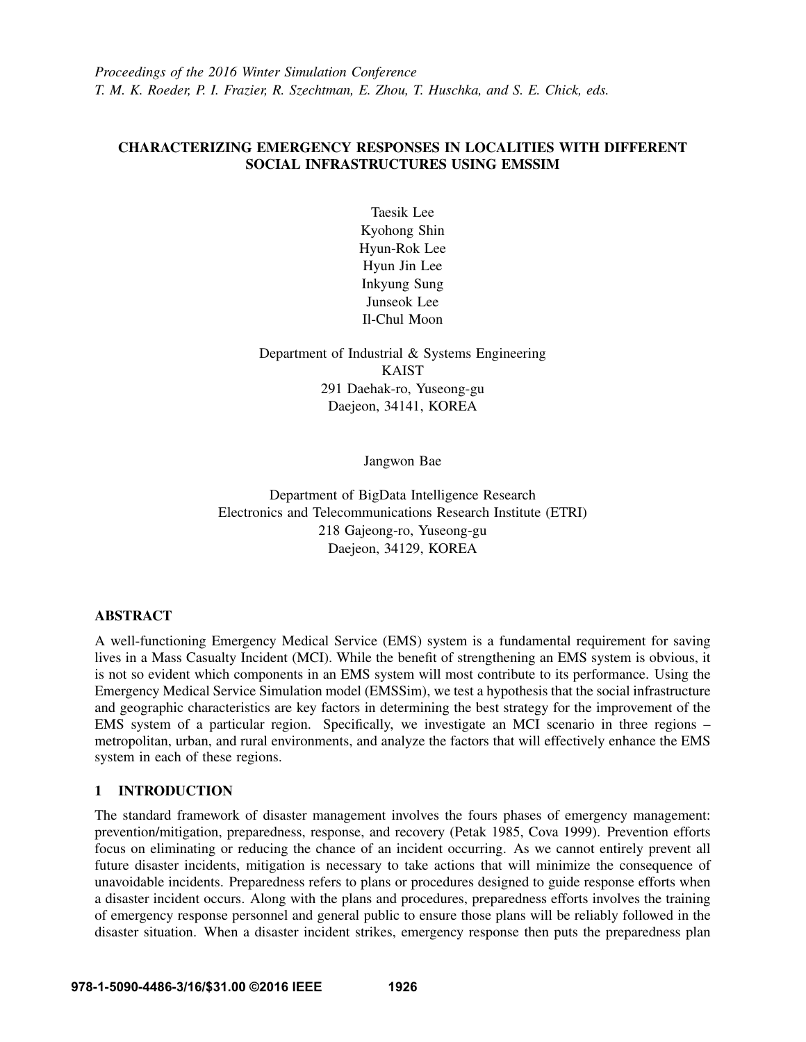*Proceedings of the 2016 Winter Simulation Conference*
*T. M. K. Roeder, P. I. Frazier, R. Szechtman, E. Zhou, T. Huschka, and S. E. Chick, eds.*

# CHARACTERIZING EMERGENCY RESPONSES IN LOCALITIES WITH DIFFERENT SOCIAL INFRASTRUCTURES USING EMSSIM

Taesik Lee
Kyohong Shin
Hyun-Rok Lee
Hyun Jin Lee
Inkyung Sung
Junseok Lee
Il-Chul Moon

Department of Industrial & Systems Engineering
KAIST
291 Daehak-ro, Yuseong-gu
Daejeon, 34141, KOREA

Jangwon Bae

Department of BigData Intelligence Research
Electronics and Telecommunications Research Institute (ETRI)
218 Gajeong-ro, Yuseong-gu
Daejeon, 34129, KOREA

## ABSTRACT

A well-functioning Emergency Medical Service (EMS) system is a fundamental requirement for saving lives in a Mass Casualty Incident (MCI). While the benefit of strengthening an EMS system is obvious, it is not so evident which components in an EMS system will most contribute to its performance. Using the Emergency Medical Service Simulation model (EMSSim), we test a hypothesis that the social infrastructure and geographic characteristics are key factors in determining the best strategy for the improvement of the EMS system of a particular region. Specifically, we investigate an MCI scenario in three regions – metropolitan, urban, and rural environments, and analyze the factors that will effectively enhance the EMS system in each of these regions.

## 1 INTRODUCTION

The standard framework of disaster management involves the fours phases of emergency management: prevention/mitigation, preparedness, response, and recovery (Petak 1985, Cova 1999). Prevention efforts focus on eliminating or reducing the chance of an incident occurring. As we cannot entirely prevent all future disaster incidents, mitigation is necessary to take actions that will minimize the consequence of unavoidable incidents. Preparedness refers to plans or procedures designed to guide response efforts when a disaster incident occurs. Along with the plans and procedures, preparedness efforts involves the training of emergency response personnel and general public to ensure those plans will be reliably followed in the disaster situation. When a disaster incident strikes, emergency response then puts the preparedness plan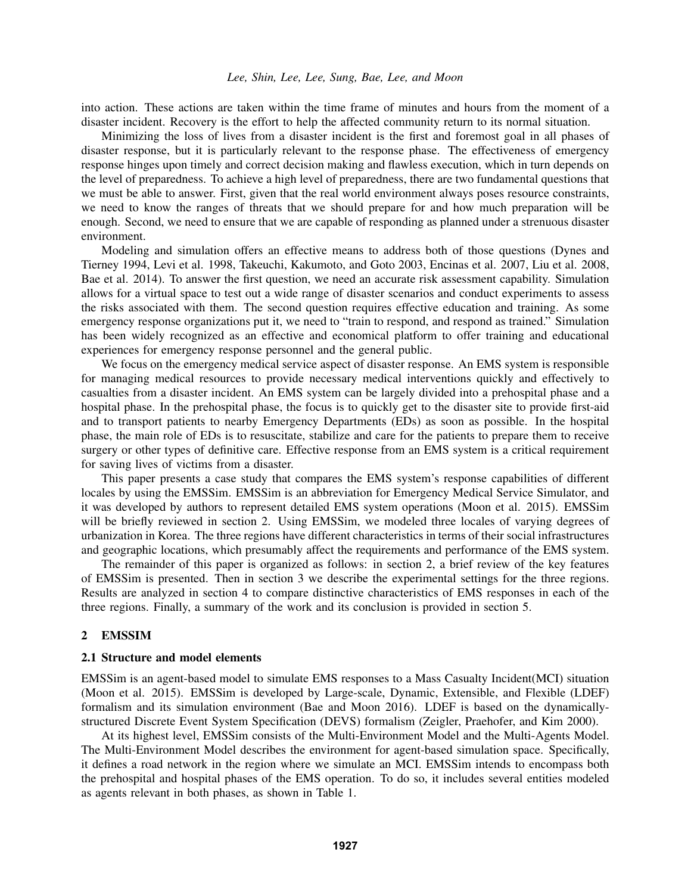into action. These actions are taken within the time frame of minutes and hours from the moment of a disaster incident. Recovery is the effort to help the affected community return to its normal situation.

Minimizing the loss of lives from a disaster incident is the first and foremost goal in all phases of disaster response, but it is particularly relevant to the response phase. The effectiveness of emergency response hinges upon timely and correct decision making and flawless execution, which in turn depends on the level of preparedness. To achieve a high level of preparedness, there are two fundamental questions that we must be able to answer. First, given that the real world environment always poses resource constraints, we need to know the ranges of threats that we should prepare for and how much preparation will be enough. Second, we need to ensure that we are capable of responding as planned under a strenuous disaster environment.

Modeling and simulation offers an effective means to address both of those questions (Dynes and Tierney 1994, Levi et al. 1998, Takeuchi, Kakumoto, and Goto 2003, Encinas et al. 2007, Liu et al. 2008, Bae et al. 2014). To answer the first question, we need an accurate risk assessment capability. Simulation allows for a virtual space to test out a wide range of disaster scenarios and conduct experiments to assess the risks associated with them. The second question requires effective education and training. As some emergency response organizations put it, we need to "train to respond, and respond as trained." Simulation has been widely recognized as an effective and economical platform to offer training and educational experiences for emergency response personnel and the general public.

We focus on the emergency medical service aspect of disaster response. An EMS system is responsible for managing medical resources to provide necessary medical interventions quickly and effectively to casualties from a disaster incident. An EMS system can be largely divided into a prehospital phase and a hospital phase. In the prehospital phase, the focus is to quickly get to the disaster site to provide first-aid and to transport patients to nearby Emergency Departments (EDs) as soon as possible. In the hospital phase, the main role of EDs is to resuscitate, stabilize and care for the patients to prepare them to receive surgery or other types of definitive care. Effective response from an EMS system is a critical requirement for saving lives of victims from a disaster.

This paper presents a case study that compares the EMS system's response capabilities of different locales by using the EMSSim. EMSSim is an abbreviation for Emergency Medical Service Simulator, and it was developed by authors to represent detailed EMS system operations (Moon et al. 2015). EMSSim will be briefly reviewed in section 2. Using EMSSim, we modeled three locales of varying degrees of urbanization in Korea. The three regions have different characteristics in terms of their social infrastructures and geographic locations, which presumably affect the requirements and performance of the EMS system.

The remainder of this paper is organized as follows: in section 2, a brief review of the key features of EMSSim is presented. Then in section 3 we describe the experimental settings for the three regions. Results are analyzed in section 4 to compare distinctive characteristics of EMS responses in each of the three regions. Finally, a summary of the work and its conclusion is provided in section 5.

## 2 EMSSIM

### 2.1 Structure and model elements

EMSSim is an agent-based model to simulate EMS responses to a Mass Casualty Incident(MCI) situation (Moon et al. 2015). EMSSim is developed by Large-scale, Dynamic, Extensible, and Flexible (LDEF) formalism and its simulation environment (Bae and Moon 2016). LDEF is based on the dynamically-structured Discrete Event System Specification (DEVS) formalism (Zeigler, Praehofer, and Kim 2000).

At its highest level, EMSSim consists of the Multi-Environment Model and the Multi-Agents Model. The Multi-Environment Model describes the environment for agent-based simulation space. Specifically, it defines a road network in the region where we simulate an MCI. EMSSim intends to encompass both the prehospital and hospital phases of the EMS operation. To do so, it includes several entities modeled as agents relevant in both phases, as shown in Table 1.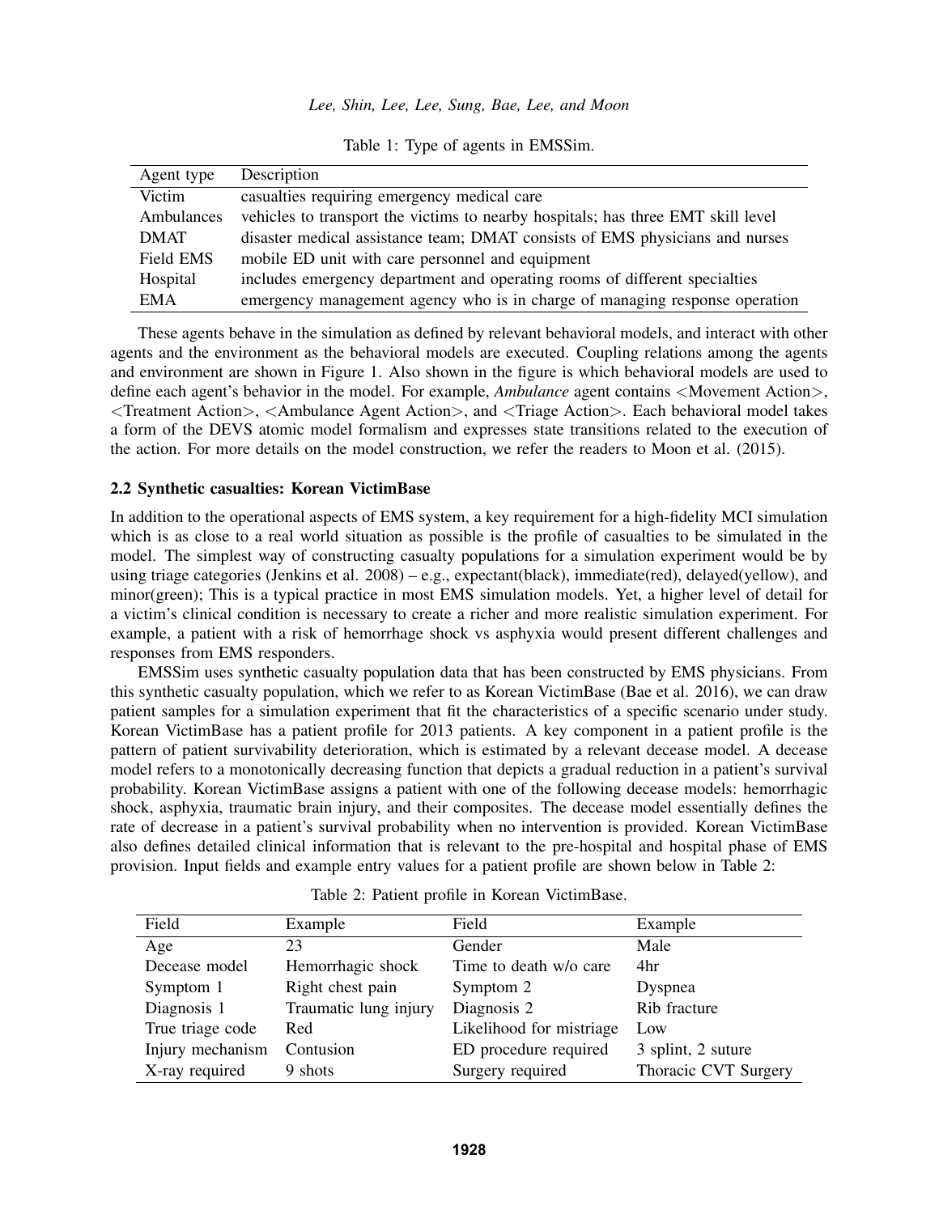Table 1: Type of agents in EMSSim.

| Agent type | Description |
|---|---|
| Victim | casualties requiring emergency medical care |
| Ambulances | vehicles to transport the victims to nearby hospitals; has three EMT skill level |
| DMAT | disaster medical assistance team; DMAT consists of EMS physicians and nurses |
| Field EMS | mobile ED unit with care personnel and equipment |
| Hospital | includes emergency department and operating rooms of different specialties |
| EMA | emergency management agency who is in charge of managing response operation |

These agents behave in the simulation as defined by relevant behavioral models, and interact with other agents and the environment as the behavioral models are executed. Coupling relations among the agents and environment are shown in Figure 1. Also shown in the figure is which behavioral models are used to define each agent's behavior in the model. For example, *Ambulance* agent contains <Movement Action>, <Treatment Action>, <Ambulance Agent Action>, and <Triage Action>. Each behavioral model takes a form of the DEVS atomic model formalism and expresses state transitions related to the execution of the action. For more details on the model construction, we refer the readers to Moon et al. (2015).

### 2.2 Synthetic casualties: Korean VictimBase

In addition to the operational aspects of EMS system, a key requirement for a high-fidelity MCI simulation which is as close to a real world situation as possible is the profile of casualties to be simulated in the model. The simplest way of constructing casualty populations for a simulation experiment would be by using triage categories (Jenkins et al. 2008) – e.g., expectant(black), immediate(red), delayed(yellow), and minor(green); This is a typical practice in most EMS simulation models. Yet, a higher level of detail for a victim's clinical condition is necessary to create a richer and more realistic simulation experiment. For example, a patient with a risk of hemorrhage shock vs asphyxia would present different challenges and responses from EMS responders.

EMSSim uses synthetic casualty population data that has been constructed by EMS physicians. From this synthetic casualty population, which we refer to as Korean VictimBase (Bae et al. 2016), we can draw patient samples for a simulation experiment that fit the characteristics of a specific scenario under study. Korean VictimBase has a patient profile for 2013 patients. A key component in a patient profile is the pattern of patient survivability deterioration, which is estimated by a relevant decease model. A decease model refers to a monotonically decreasing function that depicts a gradual reduction in a patient's survival probability. Korean VictimBase assigns a patient with one of the following decease models: hemorrhagic shock, asphyxia, traumatic brain injury, and their composites. The decease model essentially defines the rate of decrease in a patient's survival probability when no intervention is provided. Korean VictimBase also defines detailed clinical information that is relevant to the pre-hospital and hospital phase of EMS provision. Input fields and example entry values for a patient profile are shown below in Table 2:

Table 2: Patient profile in Korean VictimBase.

| Field | Example | Field | Example |
|---|---|---|---|
| Age | 23 | Gender | Male |
| Decease model | Hemorrhagic shock | Time to death w/o care | 4hr |
| Symptom 1 | Right chest pain | Symptom 2 | Dyspnea |
| Diagnosis 1 | Traumatic lung injury | Diagnosis 2 | Rib fracture |
| True triage code | Red | Likelihood for mistriage | Low |
| Injury mechanism | Contusion | ED procedure required | 3 splint, 2 suture |
| X-ray required | 9 shots | Surgery required | Thoracic CVT Surgery |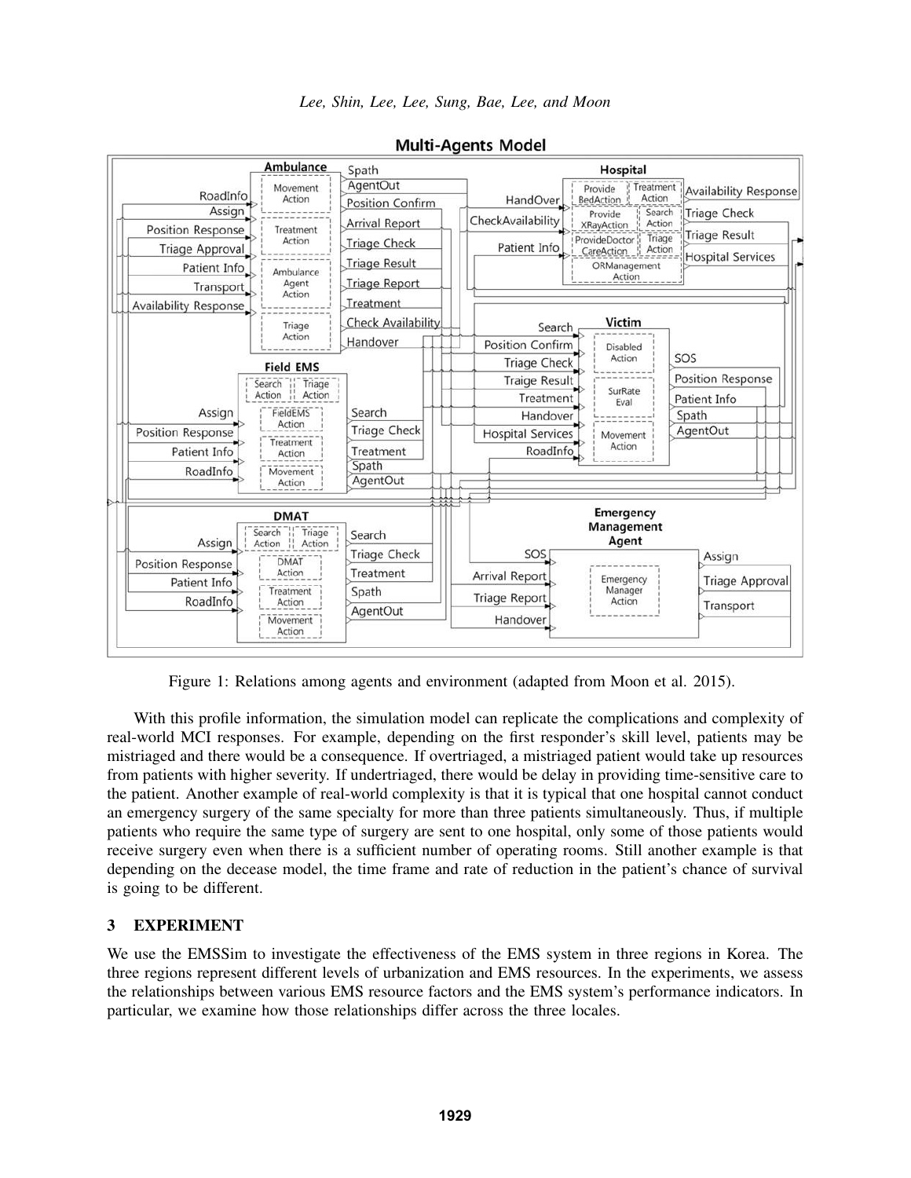Figure 1: Relations among agents and environment (adapted from Moon et al. 2015).

With this profile information, the simulation model can replicate the complications and complexity of real-world MCI responses. For example, depending on the first responder's skill level, patients may be mistriaged and there would be a consequence. If overtriaged, a mistriaged patient would take up resources from patients with higher severity. If undertriaged, there would be delay in providing time-sensitive care to the patient. Another example of real-world complexity is that it is typical that one hospital cannot conduct an emergency surgery of the same specialty for more than three patients simultaneously. Thus, if multiple patients who require the same type of surgery are sent to one hospital, only some of those patients would receive surgery even when there is a sufficient number of operating rooms. Still another example is that depending on the decease model, the time frame and rate of reduction in the patient's chance of survival is going to be different.

## 3 EXPERIMENT

We use the EMSSim to investigate the effectiveness of the EMS system in three regions in Korea. The three regions represent different levels of urbanization and EMS resources. In the experiments, we assess the relationships between various EMS resource factors and the EMS system's performance indicators. In particular, we examine how those relationships differ across the three locales.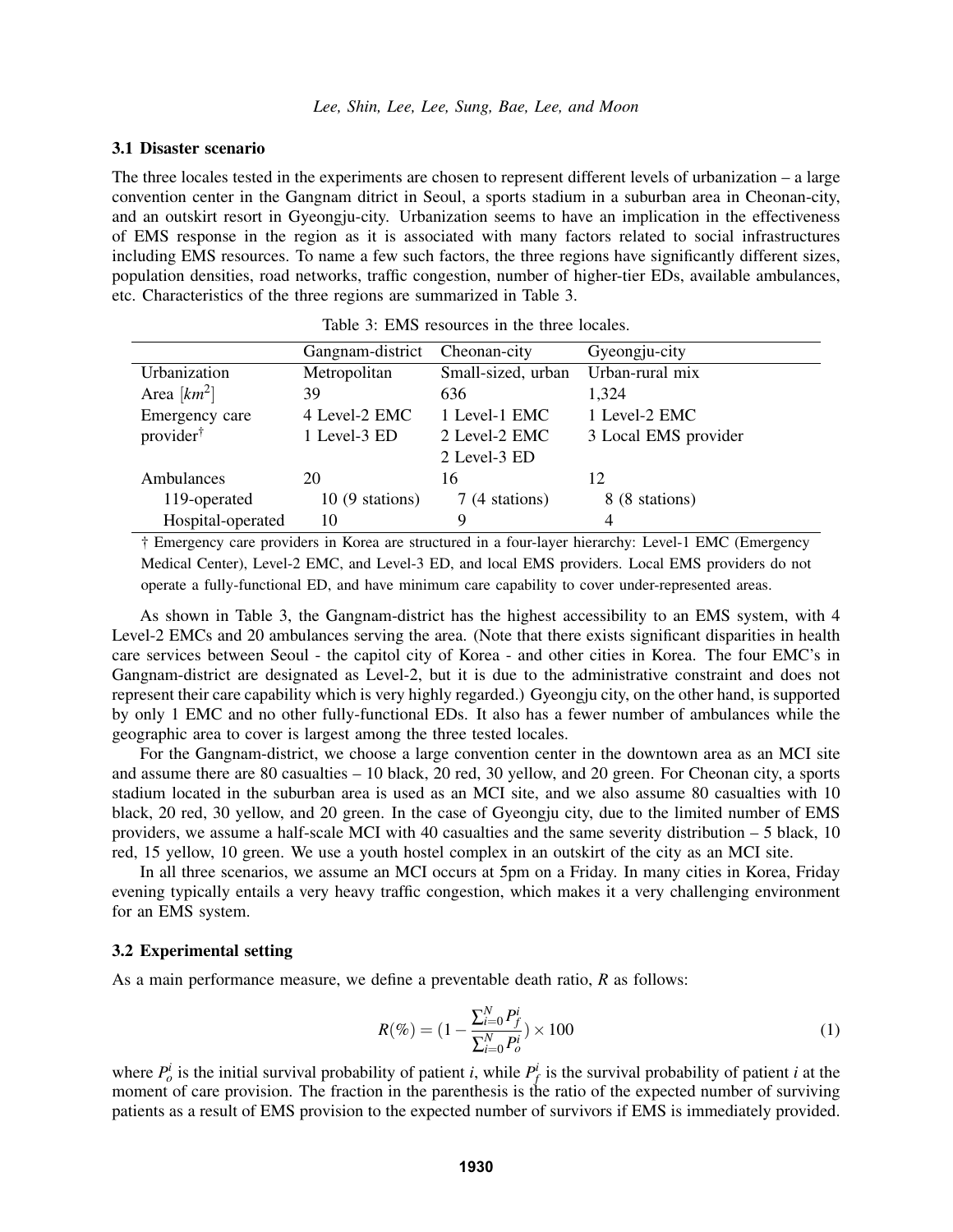### 3.1 Disaster scenario

The three locales tested in the experiments are chosen to represent different levels of urbanization – a large convention center in the Gangnam district in Seoul, a sports stadium in a suburban area in Cheonan-city, and an outskirt resort in Gyeongju-city. Urbanization seems to have an implication in the effectiveness of EMS response in the region as it is associated with many factors related to social infrastructures including EMS resources. To name a few such factors, the three regions have significantly different sizes, population densities, road networks, traffic congestion, number of higher-tier EDs, available ambulances, etc. Characteristics of the three regions are summarized in Table 3.

Table 3: EMS resources in the three locales.

| | Gangnam-district | Cheonan-city | Gyeongju-city |
|---|---|---|---|
| Urbanization | Metropolitan | Small-sized, urban | Urban-rural mix |
| Area [$km^2$] | 39 | 636 | 1,324 |
| Emergency care provider† | 4 Level-2 EMC<br>1 Level-3 ED | 1 Level-1 EMC<br>2 Level-2 EMC<br>2 Level-3 ED | 1 Level-2 EMC<br>3 Local EMS provider |
| Ambulances | 20 | 16 | 12 |
| 119-operated | 10 (9 stations) | 7 (4 stations) | 8 (8 stations) |
| Hospital-operated | 10 | 9 | 4 |

† Emergency care providers in Korea are structured in a four-layer hierarchy: Level-1 EMC (Emergency Medical Center), Level-2 EMC, and Level-3 ED, and local EMS providers. Local EMS providers do not operate a fully-functional ED, and have minimum care capability to cover under-represented areas.

As shown in Table 3, the Gangnam-district has the highest accessibility to an EMS system, with 4 Level-2 EMCs and 20 ambulances serving the area. (Note that there exists significant disparities in health care services between Seoul - the capitol city of Korea - and other cities in Korea. The four EMC's in Gangnam-district are designated as Level-2, but it is due to the administrative constraint and does not represent their care capability which is very highly regarded.) Gyeongju city, on the other hand, is supported by only 1 EMC and no other fully-functional EDs. It also has a fewer number of ambulances while the geographic area to cover is largest among the three tested locales.

For the Gangnam-district, we choose a large convention center in the downtown area as an MCI site and assume there are 80 casualties – 10 black, 20 red, 30 yellow, and 20 green. For Cheonan city, a sports stadium located in the suburban area is used as an MCI site, and we also assume 80 casualties with 10 black, 20 red, 30 yellow, and 20 green. In the case of Gyeongju city, due to the limited number of EMS providers, we assume a half-scale MCI with 40 casualties and the same severity distribution – 5 black, 10 red, 15 yellow, 10 green. We use a youth hostel complex in an outskirt of the city as an MCI site.

In all three scenarios, we assume an MCI occurs at 5pm on a Friday. In many cities in Korea, Friday evening typically entails a very heavy traffic congestion, which makes it a very challenging environment for an EMS system.

### 3.2 Experimental setting

As a main performance measure, we define a preventable death ratio, $R$ as follows:

$$R(\%) = \left(1 - \frac{\sum_{i=0}^{N} P_f^i}{\sum_{i=0}^{N} P_o^i}\right) \times 100 \tag{1}$$

where $P_o^i$ is the initial survival probability of patient $i$, while $P_f^i$ is the survival probability of patient $i$ at the moment of care provision. The fraction in the parenthesis is the ratio of the expected number of surviving patients as a result of EMS provision to the expected number of survivors if EMS is immediately provided.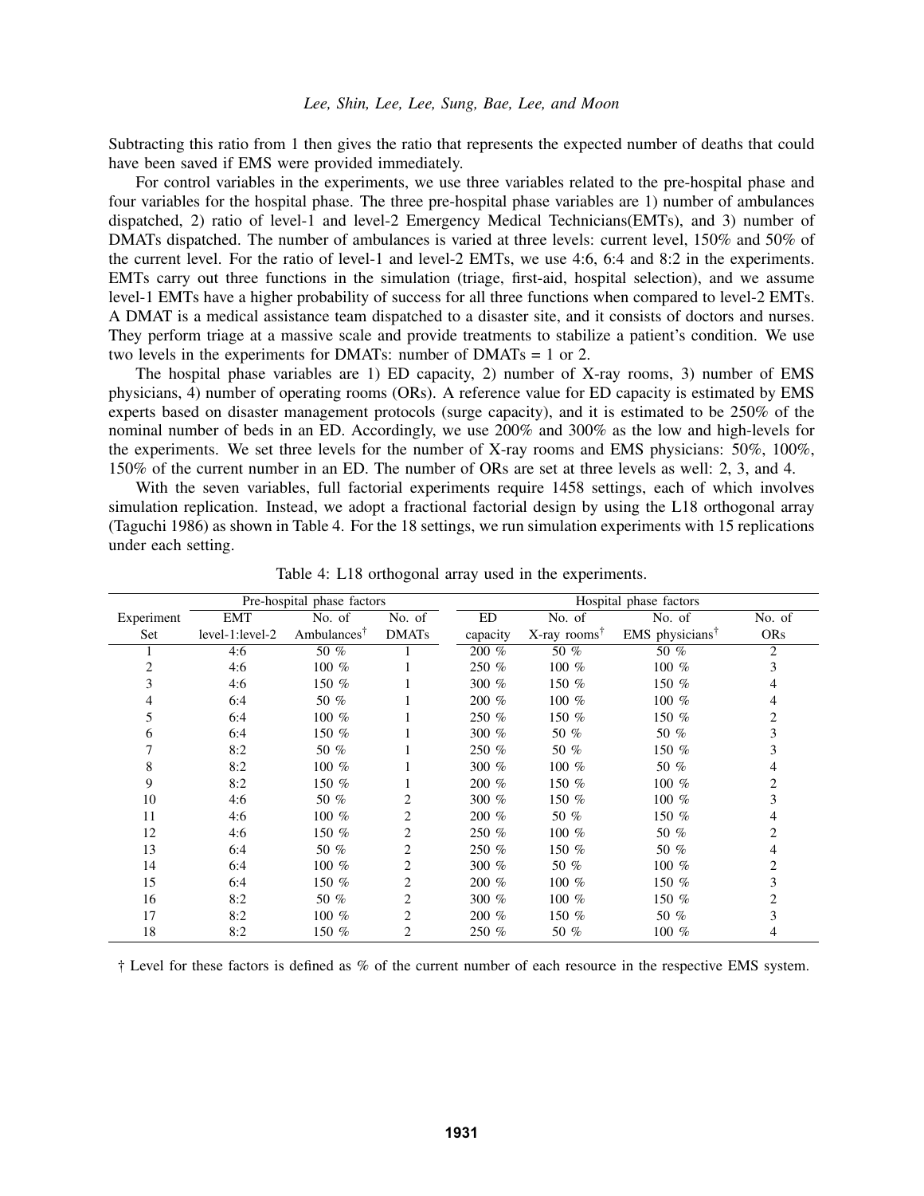Subtracting this ratio from 1 then gives the ratio that represents the expected number of deaths that could have been saved if EMS were provided immediately.

For control variables in the experiments, we use three variables related to the pre-hospital phase and four variables for the hospital phase. The three pre-hospital phase variables are 1) number of ambulances dispatched, 2) ratio of level-1 and level-2 Emergency Medical Technicians(EMTs), and 3) number of DMATs dispatched. The number of ambulances is varied at three levels: current level, 150% and 50% of the current level. For the ratio of level-1 and level-2 EMTs, we use 4:6, 6:4 and 8:2 in the experiments. EMTs carry out three functions in the simulation (triage, first-aid, hospital selection), and we assume level-1 EMTs have a higher probability of success for all three functions when compared to level-2 EMTs. A DMAT is a medical assistance team dispatched to a disaster site, and it consists of doctors and nurses. They perform triage at a massive scale and provide treatments to stabilize a patient's condition. We use two levels in the experiments for DMATs: number of DMATs = 1 or 2.

The hospital phase variables are 1) ED capacity, 2) number of X-ray rooms, 3) number of EMS physicians, 4) number of operating rooms (ORs). A reference value for ED capacity is estimated by EMS experts based on disaster management protocols (surge capacity), and it is estimated to be 250% of the nominal number of beds in an ED. Accordingly, we use 200% and 300% as the low and high-levels for the experiments. We set three levels for the number of X-ray rooms and EMS physicians: 50%, 100%, 150% of the current number in an ED. The number of ORs are set at three levels as well: 2, 3, and 4.

With the seven variables, full factorial experiments require 1458 settings, each of which involves simulation replication. Instead, we adopt a fractional factorial design by using the L18 orthogonal array (Taguchi 1986) as shown in Table 4. For the 18 settings, we run simulation experiments with 15 replications under each setting.

Table 4: L18 orthogonal array used in the experiments.

| | Pre-hospital phase factors | | | Hospital phase factors | | | |
|---|---|---|---|---|---|---|---|
| Experiment Set | EMT level-1:level-2 | No. of Ambulances† | No. of DMATs | ED capacity | No. of X-ray rooms† | No. of EMS physicians† | No. of ORs |
| 1 | 4:6 | 50 % | 1 | 200 % | 50 % | 50 % | 2 |
| 2 | 4:6 | 100 % | 1 | 250 % | 100 % | 100 % | 3 |
| 3 | 4:6 | 150 % | 1 | 300 % | 150 % | 150 % | 4 |
| 4 | 6:4 | 50 % | 1 | 200 % | 100 % | 100 % | 4 |
| 5 | 6:4 | 100 % | 1 | 250 % | 150 % | 150 % | 2 |
| 6 | 6:4 | 150 % | 1 | 300 % | 50 % | 50 % | 3 |
| 7 | 8:2 | 50 % | 1 | 250 % | 50 % | 150 % | 3 |
| 8 | 8:2 | 100 % | 1 | 300 % | 100 % | 50 % | 4 |
| 9 | 8:2 | 150 % | 1 | 200 % | 150 % | 100 % | 2 |
| 10 | 4:6 | 50 % | 2 | 300 % | 150 % | 100 % | 3 |
| 11 | 4:6 | 100 % | 2 | 200 % | 50 % | 150 % | 4 |
| 12 | 4:6 | 150 % | 2 | 250 % | 100 % | 50 % | 2 |
| 13 | 6:4 | 50 % | 2 | 250 % | 150 % | 50 % | 4 |
| 14 | 6:4 | 100 % | 2 | 300 % | 50 % | 100 % | 2 |
| 15 | 6:4 | 150 % | 2 | 200 % | 100 % | 150 % | 3 |
| 16 | 8:2 | 50 % | 2 | 300 % | 100 % | 150 % | 2 |
| 17 | 8:2 | 100 % | 2 | 200 % | 150 % | 50 % | 3 |
| 18 | 8:2 | 150 % | 2 | 250 % | 50 % | 100 % | 4 |

† Level for these factors is defined as % of the current number of each resource in the respective EMS system.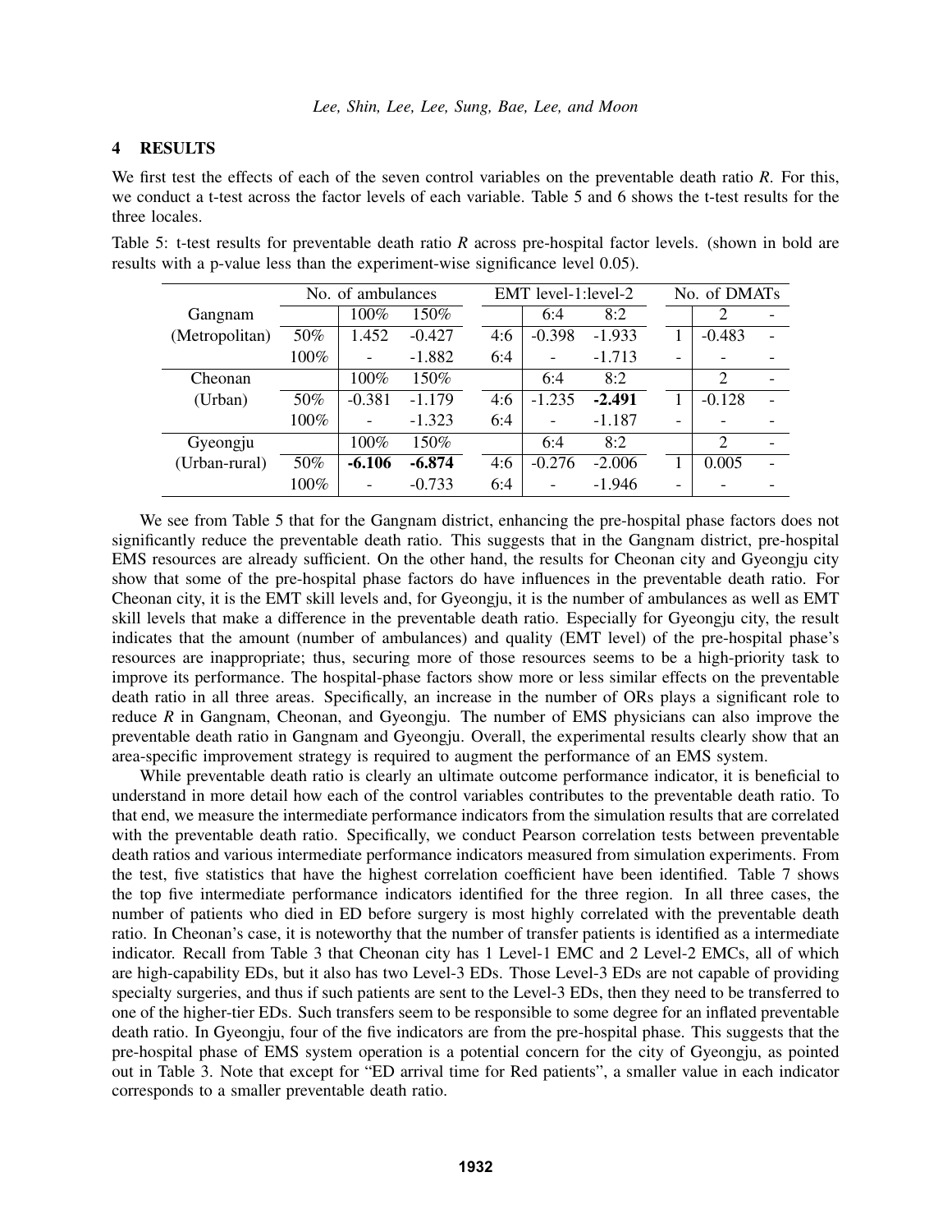## 4 RESULTS

We first test the effects of each of the seven control variables on the preventable death ratio *R*. For this, we conduct a t-test across the factor levels of each variable. Table 5 and 6 shows the t-test results for the three locales.

Table 5: t-test results for preventable death ratio *R* across pre-hospital factor levels. (shown in bold are results with a p-value less than the experiment-wise significance level 0.05).

| | No. of ambulances | | | EMT level-1:level-2 | | | No. of DMATs | | |
|---|---|---|---|---|---|---|---|---|---|
| Gangnam | | 100% | 150% | | 6:4 | 8:2 | | 2 | - |
| (Metropolitan) | 50% | 1.452 | -0.427 | 4:6 | -0.398 | -1.933 | 1 | -0.483 | - |
| | 100% | - | -1.882 | 6:4 | - | -1.713 | - | - | - |
| Cheonan | | 100% | 150% | | 6:4 | 8:2 | | 2 | - |
| (Urban) | 50% | -0.381 | -1.179 | 4:6 | -1.235 | **-2.491** | 1 | -0.128 | - |
| | 100% | - | -1.323 | 6:4 | - | -1.187 | - | - | - |
| Gyeongju | | 100% | 150% | | 6:4 | 8:2 | | 2 | - |
| (Urban-rural) | 50% | **-6.106** | **-6.874** | 4:6 | -0.276 | -2.006 | 1 | 0.005 | - |
| | 100% | - | -0.733 | 6:4 | - | -1.946 | - | - | - |

We see from Table 5 that for the Gangnam district, enhancing the pre-hospital phase factors does not significantly reduce the preventable death ratio. This suggests that in the Gangnam district, pre-hospital EMS resources are already sufficient. On the other hand, the results for Cheonan city and Gyeongju city show that some of the pre-hospital phase factors do have influences in the preventable death ratio. For Cheonan city, it is the EMT skill levels and, for Gyeongju, it is the number of ambulances as well as EMT skill levels that make a difference in the preventable death ratio. Especially for Gyeongju city, the result indicates that the amount (number of ambulances) and quality (EMT level) of the pre-hospital phase's resources are inappropriate; thus, securing more of those resources seems to be a high-priority task to improve its performance. The hospital-phase factors show more or less similar effects on the preventable death ratio in all three areas. Specifically, an increase in the number of ORs plays a significant role to reduce *R* in Gangnam, Cheonan, and Gyeongju. The number of EMS physicians can also improve the preventable death ratio in Gangnam and Gyeongju. Overall, the experimental results clearly show that an area-specific improvement strategy is required to augment the performance of an EMS system.

While preventable death ratio is clearly an ultimate outcome performance indicator, it is beneficial to understand in more detail how each of the control variables contributes to the preventable death ratio. To that end, we measure the intermediate performance indicators from the simulation results that are correlated with the preventable death ratio. Specifically, we conduct Pearson correlation tests between preventable death ratios and various intermediate performance indicators measured from simulation experiments. From the test, five statistics that have the highest correlation coefficient have been identified. Table 7 shows the top five intermediate performance indicators identified for the three region. In all three cases, the number of patients who died in ED before surgery is most highly correlated with the preventable death ratio. In Cheonan's case, it is noteworthy that the number of transfer patients is identified as a intermediate indicator. Recall from Table 3 that Cheonan city has 1 Level-1 EMC and 2 Level-2 EMCs, all of which are high-capability EDs, but it also has two Level-3 EDs. Those Level-3 EDs are not capable of providing specialty surgeries, and thus if such patients are sent to the Level-3 EDs, then they need to be transferred to one of the higher-tier EDs. Such transfers seem to be responsible to some degree for an inflated preventable death ratio. In Gyeongju, four of the five indicators are from the pre-hospital phase. This suggests that the pre-hospital phase of EMS system operation is a potential concern for the city of Gyeongju, as pointed out in Table 3. Note that except for "ED arrival time for Red patients", a smaller value in each indicator corresponds to a smaller preventable death ratio.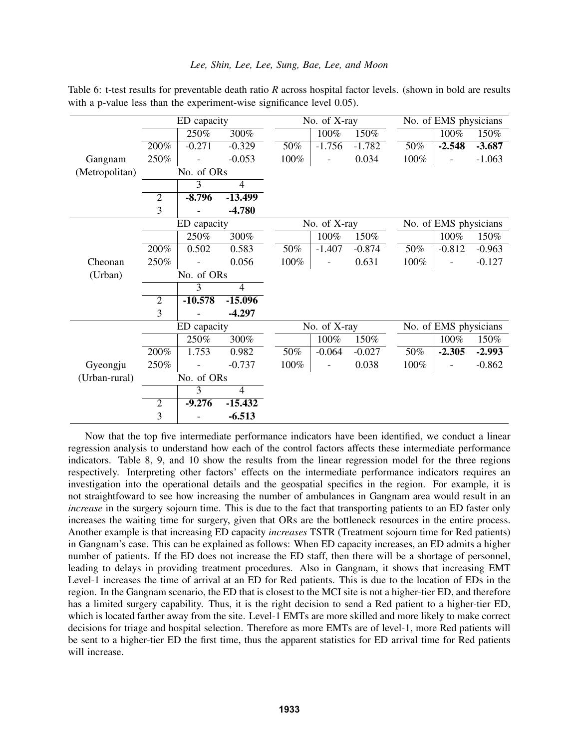Table 6: t-test results for preventable death ratio $R$ across hospital factor levels. (shown in bold are results with a p-value less than the experiment-wise significance level 0.05).

| | ED capacity | | | No. of X-ray | | | No. of EMS physicians | | |
|---|---|---|---|---|---|---|---|---|---|
| | | 250% | 300% | | 100% | 150% | | 100% | 150% |
| Gangnam (Metropolitan) | 200% | -0.271 | -0.329 | 50% | -1.756 | -1.782 | 50% | **-2.548** | **-3.687** |
| | 250% | - | -0.053 | 100% | - | 0.034 | 100% | - | -1.063 |
| | No. of ORs | | | | | | | | |
| | | 3 | 4 | | | | | | |
| | 2 | **-8.796** | **-13.499** | | | | | | |
| | 3 | - | **-4.780** | | | | | | |
| | ED capacity | | | No. of X-ray | | | No. of EMS physicians | | |
| | | 250% | 300% | | 100% | 150% | | 100% | 150% |
| Cheonan (Urban) | 200% | 0.502 | 0.583 | 50% | -1.407 | -0.874 | 50% | -0.812 | -0.963 |
| | 250% | - | 0.056 | 100% | - | 0.631 | 100% | - | -0.127 |
| | No. of ORs | | | | | | | | |
| | | 3 | 4 | | | | | | |
| | 2 | **-10.578** | **-15.096** | | | | | | |
| | 3 | - | **-4.297** | | | | | | |
| | ED capacity | | | No. of X-ray | | | No. of EMS physicians | | |
| | | 250% | 300% | | 100% | 150% | | 100% | 150% |
| Gyeongju (Urban-rural) | 200% | 1.753 | 0.982 | 50% | -0.064 | -0.027 | 50% | **-2.305** | **-2.993** |
| | 250% | - | -0.737 | 100% | - | 0.038 | 100% | - | -0.862 |
| | No. of ORs | | | | | | | | |
| | | 3 | 4 | | | | | | |
| | 2 | **-9.276** | **-15.432** | | | | | | |
| | 3 | - | **-6.513** | | | | | | |

Now that the top five intermediate performance indicators have been identified, we conduct a linear regression analysis to understand how each of the control factors affects these intermediate performance indicators. Table 8, 9, and 10 show the results from the linear regression model for the three regions respectively. Interpreting other factors' effects on the intermediate performance indicators requires an investigation into the operational details and the geospatial specifics in the region. For example, it is not straightfoward to see how increasing the number of ambulances in Gangnam area would result in an *increase* in the surgery sojourn time. This is due to the fact that transporting patients to an ED faster only increases the waiting time for surgery, given that ORs are the bottleneck resources in the entire process. Another example is that increasing ED capacity *increases* TSTR (Treatment sojourn time for Red patients) in Gangnam's case. This can be explained as follows: When ED capacity increases, an ED admits a higher number of patients. If the ED does not increase the ED staff, then there will be a shortage of personnel, leading to delays in providing treatment procedures. Also in Gangnam, it shows that increasing EMT Level-1 increases the time of arrival at an ED for Red patients. This is due to the location of EDs in the region. In the Gangnam scenario, the ED that is closest to the MCI site is not a higher-tier ED, and therefore has a limited surgery capability. Thus, it is the right decision to send a Red patient to a higher-tier ED, which is located farther away from the site. Level-1 EMTs are more skilled and more likely to make correct decisions for triage and hospital selection. Therefore as more EMTs are of level-1, more Red patients will be sent to a higher-tier ED the first time, thus the apparent statistics for ED arrival time for Red patients will increase.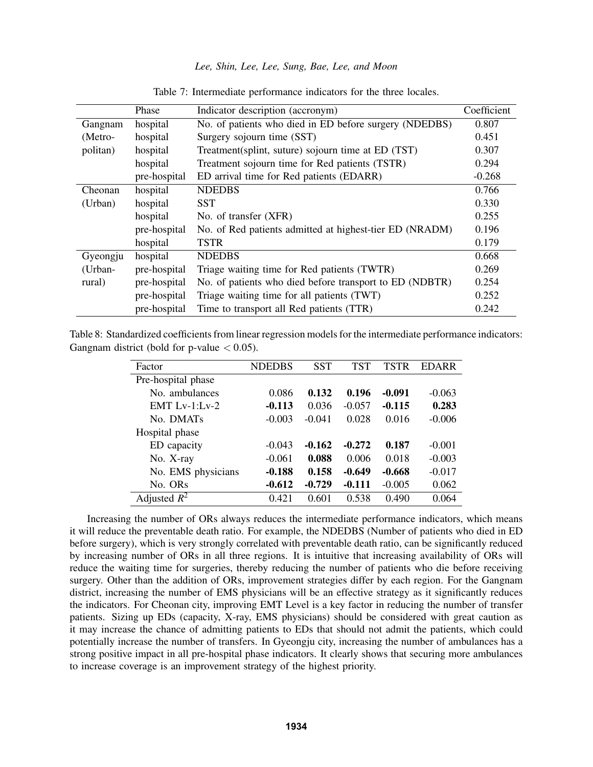Table 7: Intermediate performance indicators for the three locales.

| | Phase | Indicator description (accronym) | Coefficient |
|---|---|---|---|
| Gangnam (Metro-politan) | hospital | No. of patients who died in ED before surgery (NDEDBS) | 0.807 |
| | hospital | Surgery sojourn time (SST) | 0.451 |
| | hospital | Treatment(splint, suture) sojourn time at ED (TST) | 0.307 |
| | hospital | Treatment sojourn time for Red patients (TSTR) | 0.294 |
| | pre-hospital | ED arrival time for Red patients (EDARR) | -0.268 |
| Cheonan (Urban) | hospital | NDEDBS | 0.766 |
| | hospital | SST | 0.330 |
| | hospital | No. of transfer (XFR) | 0.255 |
| | pre-hospital | No. of Red patients admitted at highest-tier ED (NRADM) | 0.196 |
| | hospital | TSTR | 0.179 |
| Gyeongju (Urban-rural) | hospital | NDEDBS | 0.668 |
| | pre-hospital | Triage waiting time for Red patients (TWTR) | 0.269 |
| | pre-hospital | No. of patients who died before transport to ED (NDBTR) | 0.254 |
| | pre-hospital | Triage waiting time for all patients (TWT) | 0.252 |
| | pre-hospital | Time to transport all Red patients (TTR) | 0.242 |

Table 8: Standardized coefficients from linear regression models for the intermediate performance indicators: Gangnam district (bold for p-value $< 0.05$).

| Factor | NDEDBS | SST | TST | TSTR | EDARR |
|---|---|---|---|---|---|
| Pre-hospital phase | | | | | |
| No. ambulances | 0.086 | **0.132** | **0.196** | **-0.091** | -0.063 |
| EMT Lv-1:Lv-2 | **-0.113** | 0.036 | -0.057 | **-0.115** | **0.283** |
| No. DMATs | -0.003 | -0.041 | 0.028 | 0.016 | -0.006 |
| Hospital phase | | | | | |
| ED capacity | -0.043 | **-0.162** | **-0.272** | **0.187** | -0.001 |
| No. X-ray | -0.061 | **0.088** | 0.006 | 0.018 | -0.003 |
| No. EMS physicians | **-0.188** | **0.158** | **-0.649** | **-0.668** | -0.017 |
| No. ORs | **-0.612** | **-0.729** | **-0.111** | -0.005 | 0.062 |
| Adjusted $R^2$ | 0.421 | 0.601 | 0.538 | 0.490 | 0.064 |

Increasing the number of ORs always reduces the intermediate performance indicators, which means it will reduce the preventable death ratio. For example, the NDEDBS (Number of patients who died in ED before surgery), which is very strongly correlated with preventable death ratio, can be significantly reduced by increasing number of ORs in all three regions. It is intuitive that increasing availability of ORs will reduce the waiting time for surgeries, thereby reducing the number of patients who die before receiving surgery. Other than the addition of ORs, improvement strategies differ by each region. For the Gangnam district, increasing the number of EMS physicians will be an effective strategy as it significantly reduces the indicators. For Cheonan city, improving EMT Level is a key factor in reducing the number of transfer patients. Sizing up EDs (capacity, X-ray, EMS physicians) should be considered with great caution as it may increase the chance of admitting patients to EDs that should not admit the patients, which could potentially increase the number of transfers. In Gyeongju city, increasing the number of ambulances has a strong positive impact in all pre-hospital phase indicators. It clearly shows that securing more ambulances to increase coverage is an improvement strategy of the highest priority.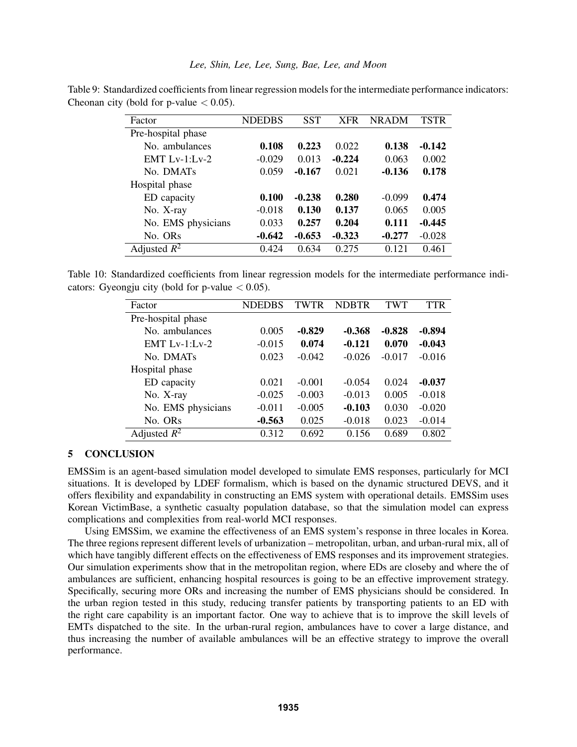Table 9: Standardized coefficients from linear regression models for the intermediate performance indicators: Cheonan city (bold for p-value $< 0.05$).

| Factor | NDEDBS | SST | XFR | NRADM | TSTR |
|---|---|---|---|---|---|
| Pre-hospital phase | | | | | |
| No. ambulances | **0.108** | **0.223** | 0.022 | **0.138** | **-0.142** |
| EMT Lv-1:Lv-2 | -0.029 | 0.013 | **-0.224** | 0.063 | 0.002 |
| No. DMATs | 0.059 | **-0.167** | 0.021 | **-0.136** | **0.178** |
| Hospital phase | | | | | |
| ED capacity | **0.100** | **-0.238** | **0.280** | -0.099 | **0.474** |
| No. X-ray | -0.018 | **0.130** | **0.137** | 0.065 | 0.005 |
| No. EMS physicians | 0.033 | **0.257** | **0.204** | **0.111** | **-0.445** |
| No. ORs | **-0.642** | **-0.653** | **-0.323** | **-0.277** | -0.028 |
| Adjusted $R^2$ | 0.424 | 0.634 | 0.275 | 0.121 | 0.461 |

Table 10: Standardized coefficients from linear regression models for the intermediate performance indicators: Gyeongju city (bold for p-value $< 0.05$).

| Factor | NDEDBS | TWTR | NDBTR | TWT | TTR |
|---|---|---|---|---|---|
| Pre-hospital phase | | | | | |
| No. ambulances | 0.005 | **-0.829** | **-0.368** | **-0.828** | **-0.894** |
| EMT Lv-1:Lv-2 | -0.015 | **0.074** | **-0.121** | **0.070** | **-0.043** |
| No. DMATs | 0.023 | -0.042 | -0.026 | -0.017 | -0.016 |
| Hospital phase | | | | | |
| ED capacity | 0.021 | -0.001 | -0.054 | 0.024 | **-0.037** |
| No. X-ray | -0.025 | -0.003 | -0.013 | 0.005 | -0.018 |
| No. EMS physicians | -0.011 | -0.005 | **-0.103** | 0.030 | -0.020 |
| No. ORs | **-0.563** | 0.025 | -0.018 | 0.023 | -0.014 |
| Adjusted $R^2$ | 0.312 | 0.692 | 0.156 | 0.689 | 0.802 |

## 5 CONCLUSION

EMSSim is an agent-based simulation model developed to simulate EMS responses, particularly for MCI situations. It is developed by LDEF formalism, which is based on the dynamic structured DEVS, and it offers flexibility and expandability in constructing an EMS system with operational details. EMSSim uses Korean VictimBase, a synthetic casualty population database, so that the simulation model can express complications and complexities from real-world MCI responses.

Using EMSSim, we examine the effectiveness of an EMS system's response in three locales in Korea. The three regions represent different levels of urbanization – metropolitan, urban, and urban-rural mix, all of which have tangibly different effects on the effectiveness of EMS responses and its improvement strategies. Our simulation experiments show that in the metropolitan region, where EDs are closeby and where the of ambulances are sufficient, enhancing hospital resources is going to be an effective improvement strategy. Specifically, securing more ORs and increasing the number of EMS physicians should be considered. In the urban region tested in this study, reducing transfer patients by transporting patients to an ED with the right care capability is an important factor. One way to achieve that is to improve the skill levels of EMTs dispatched to the site. In the urban-rural region, ambulances have to cover a large distance, and thus increasing the number of available ambulances will be an effective strategy to improve the overall performance.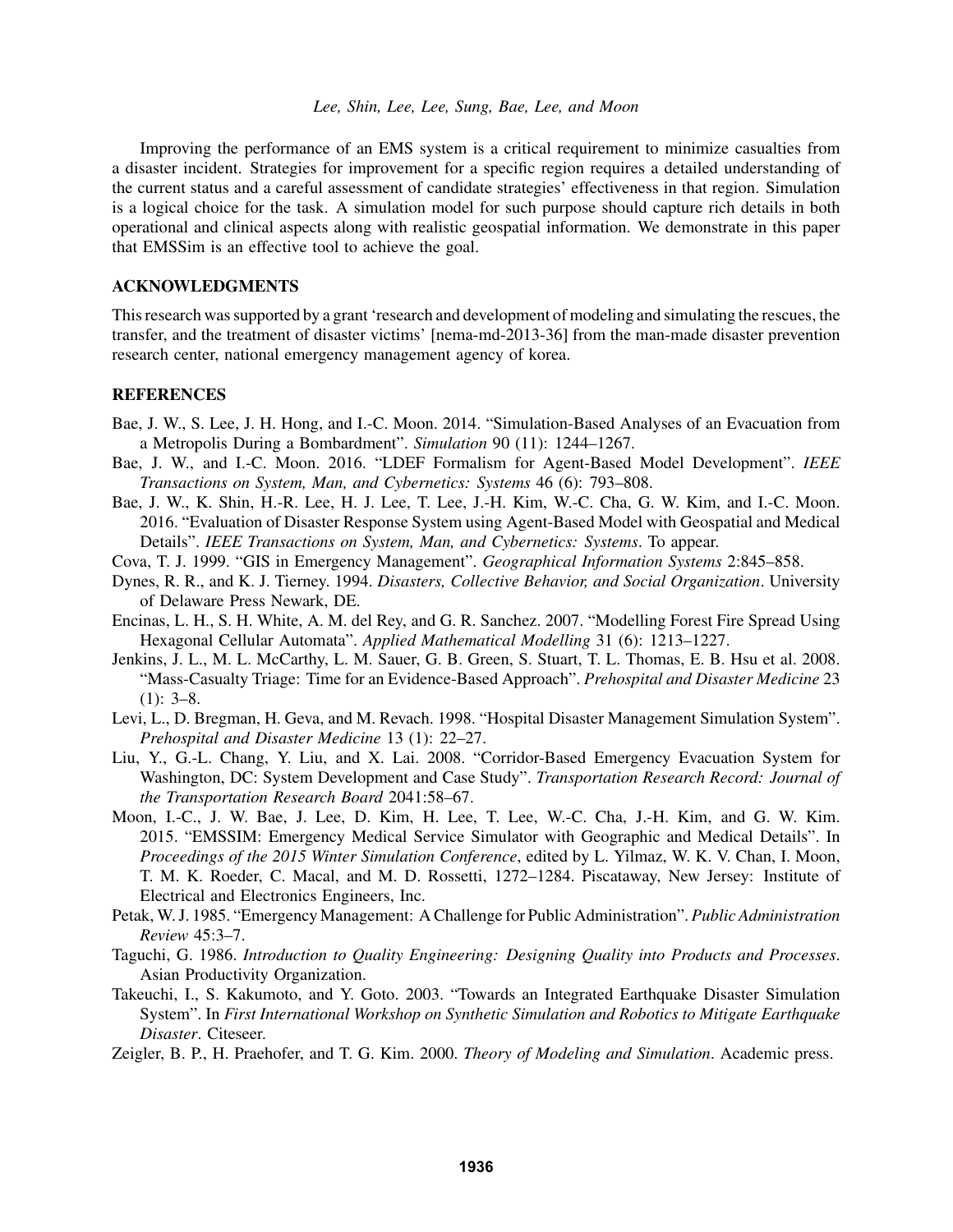Improving the performance of an EMS system is a critical requirement to minimize casualties from a disaster incident. Strategies for improvement for a specific region requires a detailed understanding of the current status and a careful assessment of candidate strategies' effectiveness in that region. Simulation is a logical choice for the task. A simulation model for such purpose should capture rich details in both operational and clinical aspects along with realistic geospatial information. We demonstrate in this paper that EMSSim is an effective tool to achieve the goal.

## ACKNOWLEDGMENTS

This research was supported by a grant 'research and development of modeling and simulating the rescues, the transfer, and the treatment of disaster victims' [nema-md-2013-36] from the man-made disaster prevention research center, national emergency management agency of korea.

## REFERENCES

Bae, J. W., S. Lee, J. H. Hong, and I.-C. Moon. 2014. "Simulation-Based Analyses of an Evacuation from a Metropolis During a Bombardment". *Simulation* 90 (11): 1244–1267.

Bae, J. W., and I.-C. Moon. 2016. "LDEF Formalism for Agent-Based Model Development". *IEEE Transactions on System, Man, and Cybernetics: Systems* 46 (6): 793–808.

Bae, J. W., K. Shin, H.-R. Lee, H. J. Lee, T. Lee, J.-H. Kim, W.-C. Cha, G. W. Kim, and I.-C. Moon. 2016. "Evaluation of Disaster Response System using Agent-Based Model with Geospatial and Medical Details". *IEEE Transactions on System, Man, and Cybernetics: Systems*. To appear.

Cova, T. J. 1999. "GIS in Emergency Management". *Geographical Information Systems* 2:845–858.

Dynes, R. R., and K. J. Tierney. 1994. *Disasters, Collective Behavior, and Social Organization*. University of Delaware Press Newark, DE.

Encinas, L. H., S. H. White, A. M. del Rey, and G. R. Sanchez. 2007. "Modelling Forest Fire Spread Using Hexagonal Cellular Automata". *Applied Mathematical Modelling* 31 (6): 1213–1227.

Jenkins, J. L., M. L. McCarthy, L. M. Sauer, G. B. Green, S. Stuart, T. L. Thomas, E. B. Hsu et al. 2008. "Mass-Casualty Triage: Time for an Evidence-Based Approach". *Prehospital and Disaster Medicine* 23 (1): 3–8.

Levi, L., D. Bregman, H. Geva, and M. Revach. 1998. "Hospital Disaster Management Simulation System". *Prehospital and Disaster Medicine* 13 (1): 22–27.

Liu, Y., G.-L. Chang, Y. Liu, and X. Lai. 2008. "Corridor-Based Emergency Evacuation System for Washington, DC: System Development and Case Study". *Transportation Research Record: Journal of the Transportation Research Board* 2041:58–67.

Moon, I.-C., J. W. Bae, J. Lee, D. Kim, H. Lee, T. Lee, W.-C. Cha, J.-H. Kim, and G. W. Kim. 2015. "EMSSIM: Emergency Medical Service Simulator with Geographic and Medical Details". In *Proceedings of the 2015 Winter Simulation Conference*, edited by L. Yilmaz, W. K. V. Chan, I. Moon, T. M. K. Roeder, C. Macal, and M. D. Rossetti, 1272–1284. Piscataway, New Jersey: Institute of Electrical and Electronics Engineers, Inc.

Petak, W. J. 1985. "Emergency Management: A Challenge for Public Administration". *Public Administration Review* 45:3–7.

Taguchi, G. 1986. *Introduction to Quality Engineering: Designing Quality into Products and Processes*. Asian Productivity Organization.

Takeuchi, I., S. Kakumoto, and Y. Goto. 2003. "Towards an Integrated Earthquake Disaster Simulation System". In *First International Workshop on Synthetic Simulation and Robotics to Mitigate Earthquake Disaster*. Citeseer.

Zeigler, B. P., H. Praehofer, and T. G. Kim. 2000. *Theory of Modeling and Simulation*. Academic press.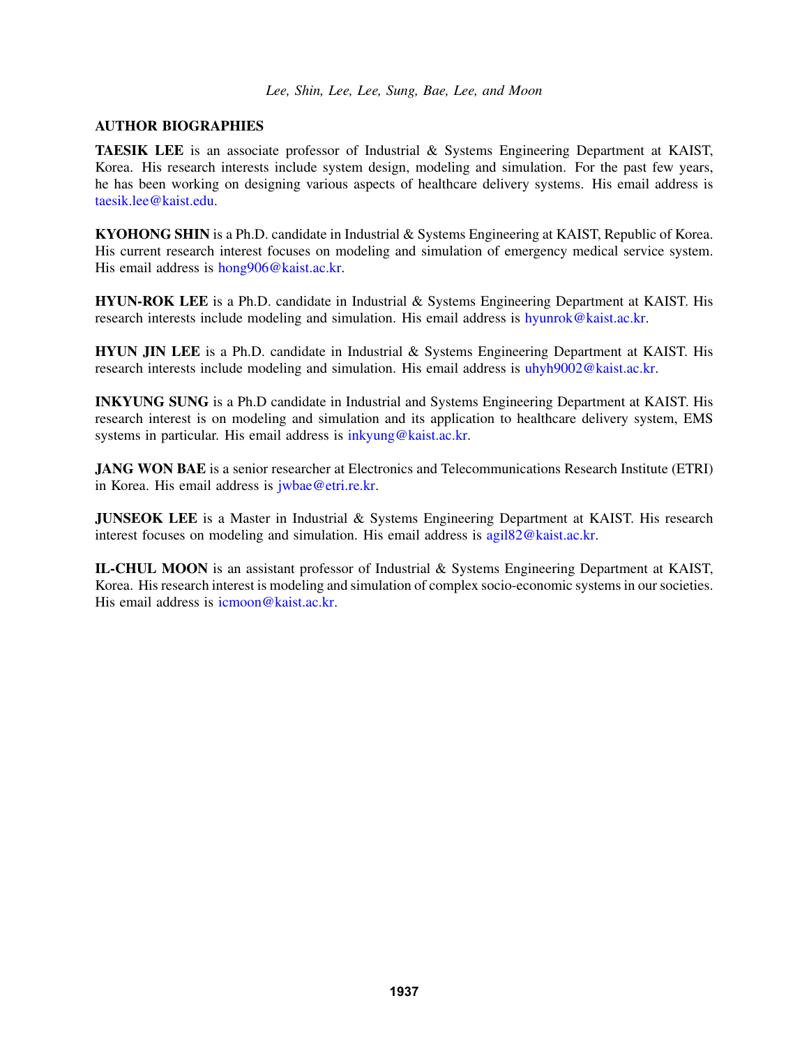## AUTHOR BIOGRAPHIES

**TAESIK LEE** is an associate professor of Industrial & Systems Engineering Department at KAIST, Korea. His research interests include system design, modeling and simulation. For the past few years, he has been working on designing various aspects of healthcare delivery systems. His email address is taesik.lee@kaist.edu.

**KYOHONG SHIN** is a Ph.D. candidate in Industrial & Systems Engineering at KAIST, Republic of Korea. His current research interest focuses on modeling and simulation of emergency medical service system. His email address is hong906@kaist.ac.kr.

**HYUN-ROK LEE** is a Ph.D. candidate in Industrial & Systems Engineering Department at KAIST. His research interests include modeling and simulation. His email address is hyunrok@kaist.ac.kr.

**HYUN JIN LEE** is a Ph.D. candidate in Industrial & Systems Engineering Department at KAIST. His research interests include modeling and simulation. His email address is uhyh9002@kaist.ac.kr.

**INKYUNG SUNG** is a Ph.D candidate in Industrial and Systems Engineering Department at KAIST. His research interest is on modeling and simulation and its application to healthcare delivery system, EMS systems in particular. His email address is inkyung@kaist.ac.kr.

**JANG WON BAE** is a senior researcher at Electronics and Telecommunications Research Institute (ETRI) in Korea. His email address is jwbae@etri.re.kr.

**JUNSEOK LEE** is a Master in Industrial & Systems Engineering Department at KAIST. His research interest focuses on modeling and simulation. His email address is agil82@kaist.ac.kr.

**IL-CHUL MOON** is an assistant professor of Industrial & Systems Engineering Department at KAIST, Korea. His research interest is modeling and simulation of complex socio-economic systems in our societies. His email address is icmoon@kaist.ac.kr.